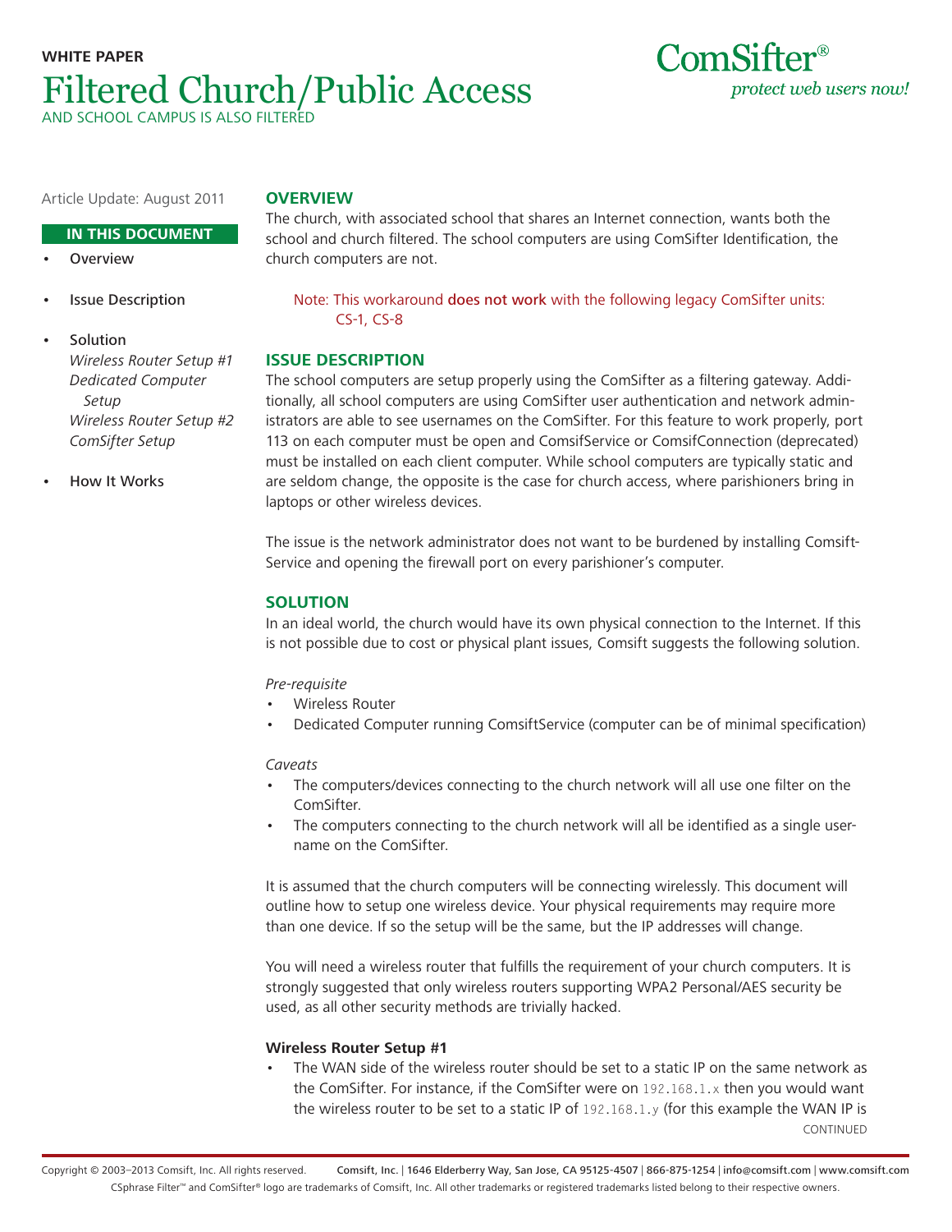**WHITE PAPER**

# Filtered Church/Public Access

AND SCHOOL CAMPUS IS ALSO FILTERED

ComSifter®
*protect web users now!*

Article Update: August 2011

**IN THIS DOCUMENT**

- Overview
- Issue Description
- Solution
  - *Wireless Router Setup #1*
  - *Dedicated Computer Setup*
  - *Wireless Router Setup #2*
  - *ComSifter Setup*
- How It Works

## OVERVIEW

The church, with associated school that shares an Internet connection, wants both the school and church filtered. The school computers are using ComSifter Identification, the church computers are not.

> Note: This workaround **does not work** with the following legacy ComSifter units: CS-1, CS-8

## ISSUE DESCRIPTION

The school computers are setup properly using the ComSifter as a filtering gateway. Additionally, all school computers are using ComSifter user authentication and network administrators are able to see usernames on the ComSifter. For this feature to work properly, port 113 on each computer must be open and ComsifService or ComsifConnection (deprecated) must be installed on each client computer. While school computers are typically static and are seldom change, the opposite is the case for church access, where parishioners bring in laptops or other wireless devices.

The issue is the network administrator does not want to be burdened by installing ComsiftService and opening the firewall port on every parishioner's computer.

## SOLUTION

In an ideal world, the church would have its own physical connection to the Internet. If this is not possible due to cost or physical plant issues, Comsift suggests the following solution.

*Pre-requisite*

- Wireless Router
- Dedicated Computer running ComsiftService (computer can be of minimal specification)

*Caveats*

- The computers/devices connecting to the church network will all use one filter on the ComSifter.
- The computers connecting to the church network will all be identified as a single username on the ComSifter.

It is assumed that the church computers will be connecting wirelessly. This document will outline how to setup one wireless device. Your physical requirements may require more than one device. If so the setup will be the same, but the IP addresses will change.

You will need a wireless router that fulfills the requirement of your church computers. It is strongly suggested that only wireless routers supporting WPA2 Personal/AES security be used, as all other security methods are trivially hacked.

**Wireless Router Setup #1**

- The WAN side of the wireless router should be set to a static IP on the same network as the ComSifter. For instance, if the ComSifter were on `192.168.1.x` then you would want the wireless router to be set to a static IP of `192.168.1.y` (for this example the WAN IP is

CONTINUED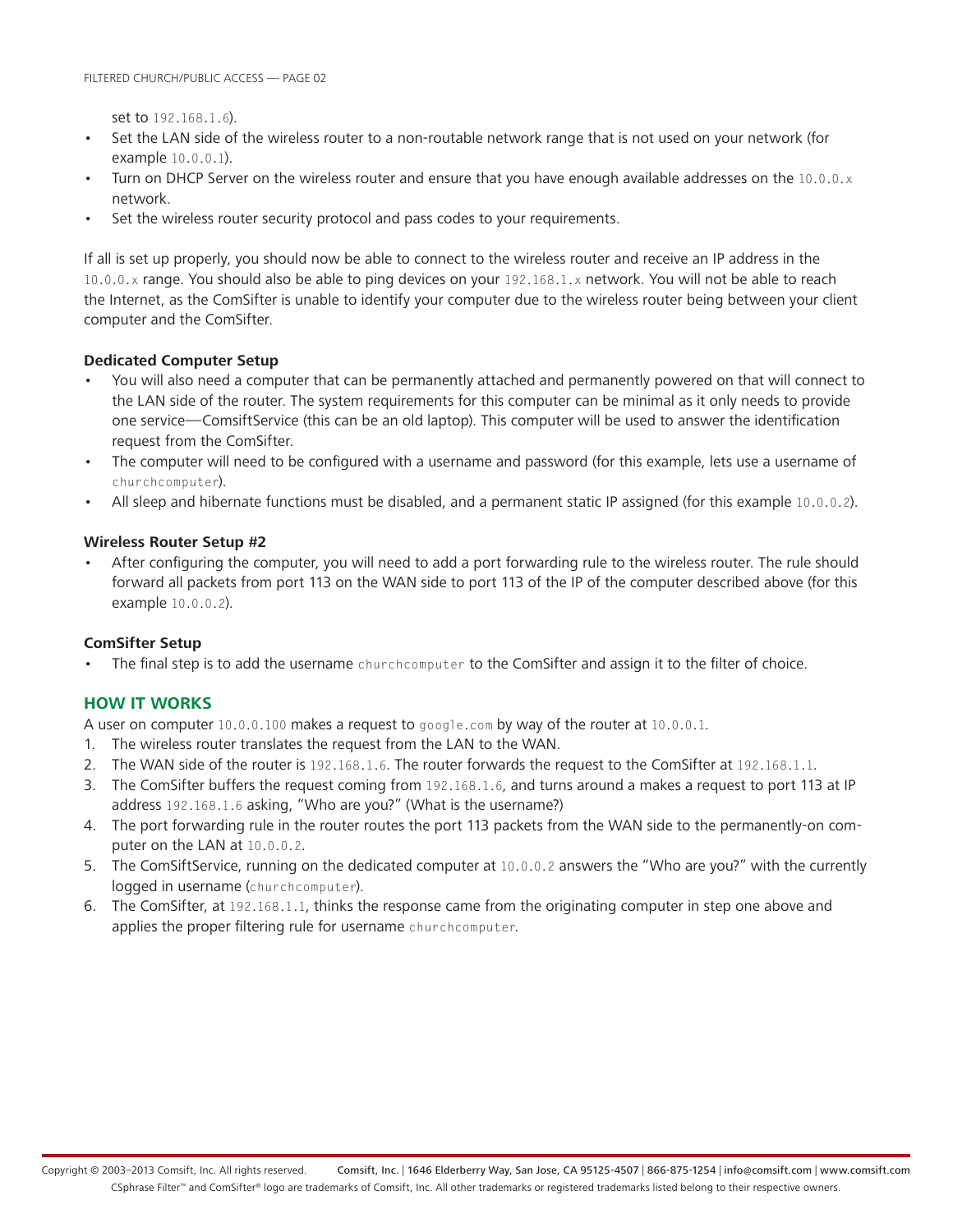set to `192.168.1.6`).

- Set the LAN side of the wireless router to a non-routable network range that is not used on your network (for example `10.0.0.1`).
- Turn on DHCP Server on the wireless router and ensure that you have enough available addresses on the `10.0.0.x` network.
- Set the wireless router security protocol and pass codes to your requirements.

If all is set up properly, you should now be able to connect to the wireless router and receive an IP address in the `10.0.0.x` range. You should also be able to ping devices on your `192.168.1.x` network. You will not be able to reach the Internet, as the ComSifter is unable to identify your computer due to the wireless router being between your client computer and the ComSifter.

**Dedicated Computer Setup**

- You will also need a computer that can be permanently attached and permanently powered on that will connect to the LAN side of the router. The system requirements for this computer can be minimal as it only needs to provide one service—ComsiftService (this can be an old laptop). This computer will be used to answer the identification request from the ComSifter.
- The computer will need to be configured with a username and password (for this example, lets use a username of `churchcomputer`).
- All sleep and hibernate functions must be disabled, and a permanent static IP assigned (for this example `10.0.0.2`).

**Wireless Router Setup #2**

- After configuring the computer, you will need to add a port forwarding rule to the wireless router. The rule should forward all packets from port 113 on the WAN side to port 113 of the IP of the computer described above (for this example `10.0.0.2`).

**ComSifter Setup**

- The final step is to add the username `churchcomputer` to the ComSifter and assign it to the filter of choice.

## HOW IT WORKS

A user on computer `10.0.0.100` makes a request to `google.com` by way of the router at `10.0.0.1`.

1. The wireless router translates the request from the LAN to the WAN.
2. The WAN side of the router is `192.168.1.6`. The router forwards the request to the ComSifter at `192.168.1.1`.
3. The ComSifter buffers the request coming from `192.168.1.6`, and turns around a makes a request to port 113 at IP address `192.168.1.6` asking, “Who are you?” (What is the username?)
4. The port forwarding rule in the router routes the port 113 packets from the WAN side to the permanently-on computer on the LAN at `10.0.0.2`.
5. The ComSiftService, running on the dedicated computer at `10.0.0.2` answers the “Who are you?” with the currently logged in username (`churchcomputer`).
6. The ComSifter, at `192.168.1.1`, thinks the response came from the originating computer in step one above and applies the proper filtering rule for username `churchcomputer`.

Copyright © 2003–2013 Comsift, Inc. All rights reserved. **Comsift, Inc. | 1646 Elderberry Way, San Jose, CA 95125-4507 | 866-875-1254 | info@comsift.com | www.comsift.com**

CSphrase Filter™ and ComSifter® logo are trademarks of Comsift, Inc. All other trademarks or registered trademarks listed belong to their respective owners.